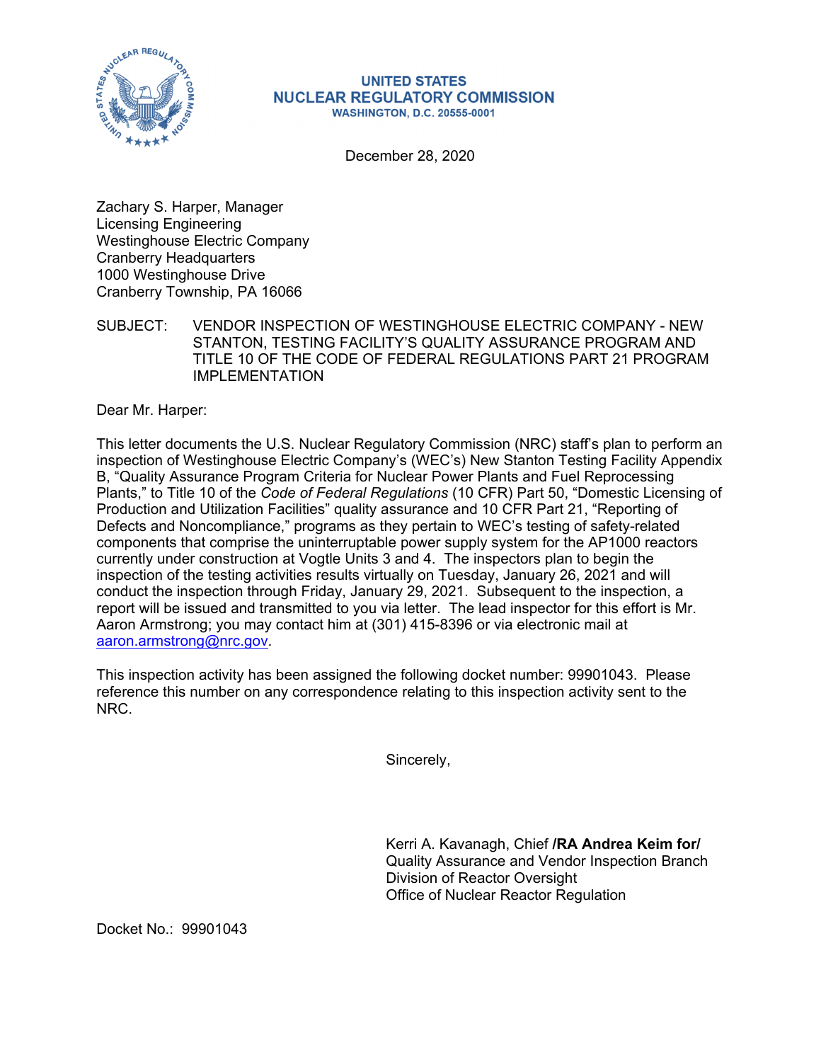**UNITED STATES**
**NUCLEAR REGULATORY COMMISSION**
**WASHINGTON, D.C. 20555-0001**

December 28, 2020

Zachary S. Harper, Manager
Licensing Engineering
Westinghouse Electric Company
Cranberry Headquarters
1000 Westinghouse Drive
Cranberry Township, PA 16066

SUBJECT: VENDOR INSPECTION OF WESTINGHOUSE ELECTRIC COMPANY - NEW STANTON, TESTING FACILITY'S QUALITY ASSURANCE PROGRAM AND TITLE 10 OF THE CODE OF FEDERAL REGULATIONS PART 21 PROGRAM IMPLEMENTATION

Dear Mr. Harper:

This letter documents the U.S. Nuclear Regulatory Commission (NRC) staff's plan to perform an inspection of Westinghouse Electric Company's (WEC's) New Stanton Testing Facility Appendix B, "Quality Assurance Program Criteria for Nuclear Power Plants and Fuel Reprocessing Plants," to Title 10 of the *Code of Federal Regulations* (10 CFR) Part 50, "Domestic Licensing of Production and Utilization Facilities" quality assurance and 10 CFR Part 21, "Reporting of Defects and Noncompliance," programs as they pertain to WEC's testing of safety-related components that comprise the uninterruptable power supply system for the AP1000 reactors currently under construction at Vogtle Units 3 and 4. The inspectors plan to begin the inspection of the testing activities results virtually on Tuesday, January 26, 2021 and will conduct the inspection through Friday, January 29, 2021. Subsequent to the inspection, a report will be issued and transmitted to you via letter. The lead inspector for this effort is Mr. Aaron Armstrong; you may contact him at (301) 415-8396 or via electronic mail at aaron.armstrong@nrc.gov.

This inspection activity has been assigned the following docket number: 99901043. Please reference this number on any correspondence relating to this inspection activity sent to the NRC.

Sincerely,

Kerri A. Kavanagh, Chief **/RA Andrea Keim for/**
Quality Assurance and Vendor Inspection Branch
Division of Reactor Oversight
Office of Nuclear Reactor Regulation

Docket No.: 99901043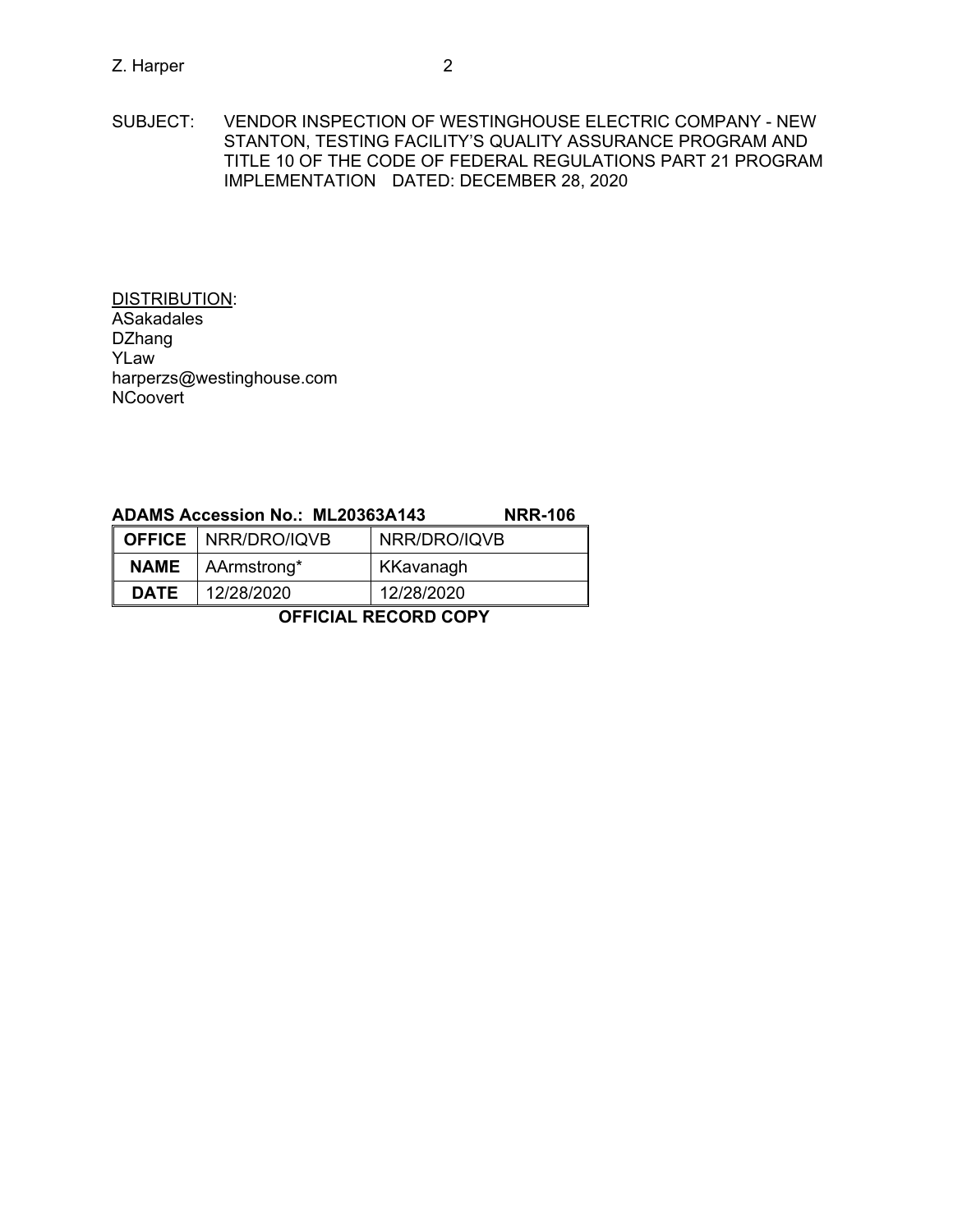SUBJECT: VENDOR INSPECTION OF WESTINGHOUSE ELECTRIC COMPANY - NEW STANTON, TESTING FACILITY'S QUALITY ASSURANCE PROGRAM AND TITLE 10 OF THE CODE OF FEDERAL REGULATIONS PART 21 PROGRAM IMPLEMENTATION DATED: DECEMBER 28, 2020

DISTRIBUTION:
ASakadales
DZhang
YLaw
harperzs@westinghouse.com
NCoovert

**ADAMS Accession No.: ML20363A143** **NRR-106**

| **OFFICE** | NRR/DRO/IQVB | NRR/DRO/IQVB |
|---|---|---|
| **NAME** | AArmstrong* | KKavanagh |
| **DATE** | 12/28/2020 | 12/28/2020 |

**OFFICIAL RECORD COPY**